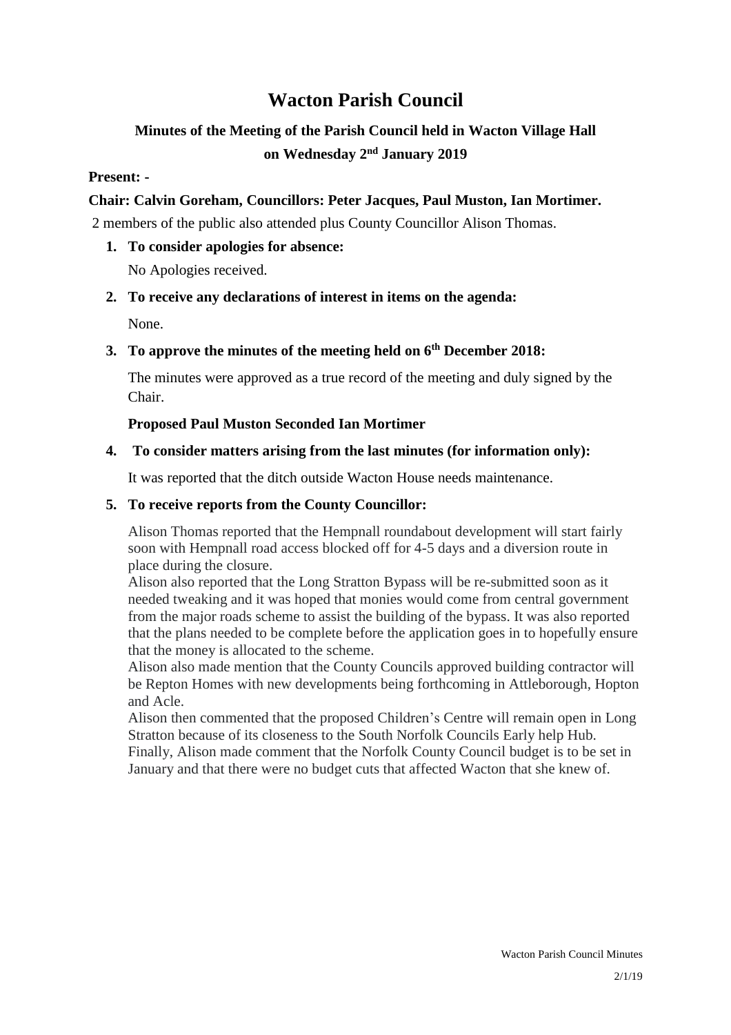# Wacton Parish Council

## Minutes of the Meeting of the Parish Council held in Wacton Village Hall on Wednesday 2nd January 2019

**Present: -**

**Chair: Calvin Goreham, Councillors: Peter Jacques, Paul Muston, Ian Mortimer.**

2 members of the public also attended plus County Councillor Alison Thomas.

1. **To consider apologies for absence:**

   No Apologies received.

2. **To receive any declarations of interest in items on the agenda:**

   None.

3. **To approve the minutes of the meeting held on 6th December 2018:**

   The minutes were approved as a true record of the meeting and duly signed by the Chair.

   **Proposed Paul Muston Seconded Ian Mortimer**

4. **To consider matters arising from the last minutes (for information only):**

   It was reported that the ditch outside Wacton House needs maintenance.

5. **To receive reports from the County Councillor:**

   Alison Thomas reported that the Hempnall roundabout development will start fairly soon with Hempnall road access blocked off for 4-5 days and a diversion route in place during the closure.
   Alison also reported that the Long Stratton Bypass will be re-submitted soon as it needed tweaking and it was hoped that monies would come from central government from the major roads scheme to assist the building of the bypass. It was also reported that the plans needed to be complete before the application goes in to hopefully ensure that the money is allocated to the scheme.
   Alison also made mention that the County Councils approved building contractor will be Repton Homes with new developments being forthcoming in Attleborough, Hopton and Acle.
   Alison then commented that the proposed Children's Centre will remain open in Long Stratton because of its closeness to the South Norfolk Councils Early help Hub.
   Finally, Alison made comment that the Norfolk County Council budget is to be set in January and that there were no budget cuts that affected Wacton that she knew of.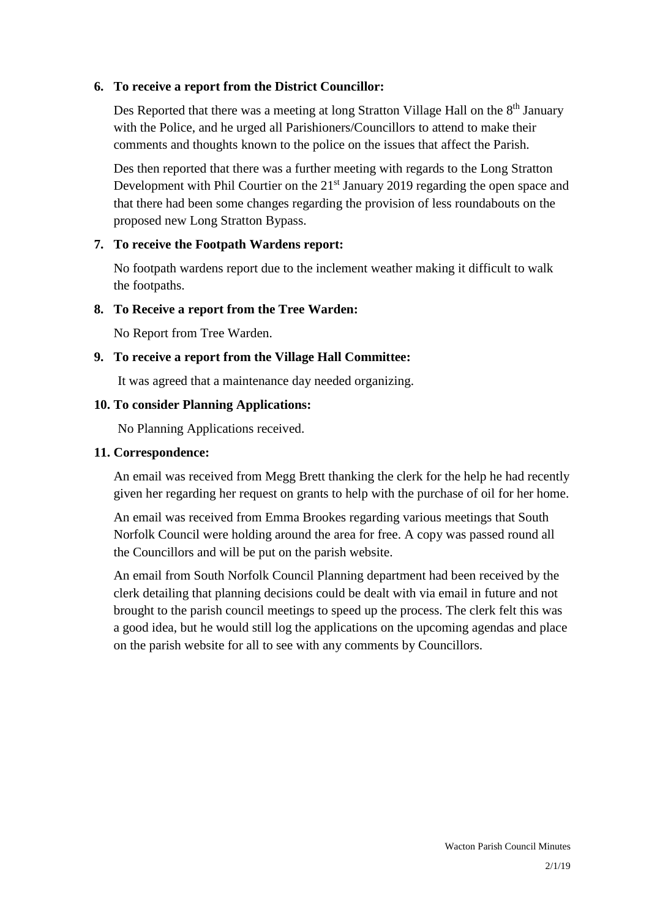**6. To receive a report from the District Councillor:**

Des Reported that there was a meeting at long Stratton Village Hall on the 8th January with the Police, and he urged all Parishioners/Councillors to attend to make their comments and thoughts known to the police on the issues that affect the Parish.

Des then reported that there was a further meeting with regards to the Long Stratton Development with Phil Courtier on the 21st January 2019 regarding the open space and that there had been some changes regarding the provision of less roundabouts on the proposed new Long Stratton Bypass.

**7. To receive the Footpath Wardens report:**

No footpath wardens report due to the inclement weather making it difficult to walk the footpaths.

**8. To Receive a report from the Tree Warden:**

No Report from Tree Warden.

**9. To receive a report from the Village Hall Committee:**

It was agreed that a maintenance day needed organizing.

**10. To consider Planning Applications:**

No Planning Applications received.

**11. Correspondence:**

An email was received from Megg Brett thanking the clerk for the help he had recently given her regarding her request on grants to help with the purchase of oil for her home.

An email was received from Emma Brookes regarding various meetings that South Norfolk Council were holding around the area for free. A copy was passed round all the Councillors and will be put on the parish website.

An email from South Norfolk Council Planning department had been received by the clerk detailing that planning decisions could be dealt with via email in future and not brought to the parish council meetings to speed up the process. The clerk felt this was a good idea, but he would still log the applications on the upcoming agendas and place on the parish website for all to see with any comments by Councillors.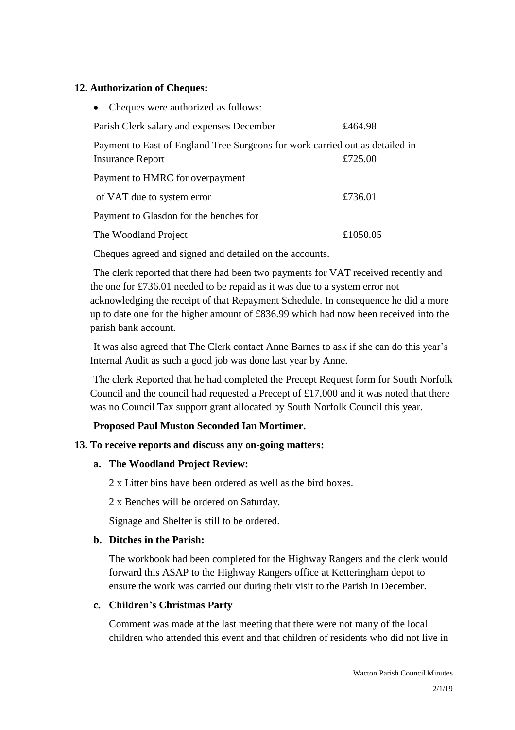**12. Authorization of Cheques:**

- Cheques were authorized as follows:

| | |
|---|---|
| Parish Clerk salary and expenses December | £464.98 |
| Payment to East of England Tree Surgeons for work carried out as detailed in Insurance Report | £725.00 |
| Payment to HMRC for overpayment of VAT due to system error | £736.01 |
| Payment to Glasdon for the benches for The Woodland Project | £1050.05 |

Cheques agreed and signed and detailed on the accounts.

The clerk reported that there had been two payments for VAT received recently and the one for £736.01 needed to be repaid as it was due to a system error not acknowledging the receipt of that Repayment Schedule. In consequence he did a more up to date one for the higher amount of £836.99 which had now been received into the parish bank account.

It was also agreed that The Clerk contact Anne Barnes to ask if she can do this year's Internal Audit as such a good job was done last year by Anne.

The clerk Reported that he had completed the Precept Request form for South Norfolk Council and the council had requested a Precept of £17,000 and it was noted that there was no Council Tax support grant allocated by South Norfolk Council this year.

**Proposed Paul Muston Seconded Ian Mortimer.**

**13. To receive reports and discuss any on-going matters:**

**a. The Woodland Project Review:**

2 x Litter bins have been ordered as well as the bird boxes.

2 x Benches will be ordered on Saturday.

Signage and Shelter is still to be ordered.

**b. Ditches in the Parish:**

The workbook had been completed for the Highway Rangers and the clerk would forward this ASAP to the Highway Rangers office at Ketteringham depot to ensure the work was carried out during their visit to the Parish in December.

**c. Children's Christmas Party**

Comment was made at the last meeting that there were not many of the local children who attended this event and that children of residents who did not live in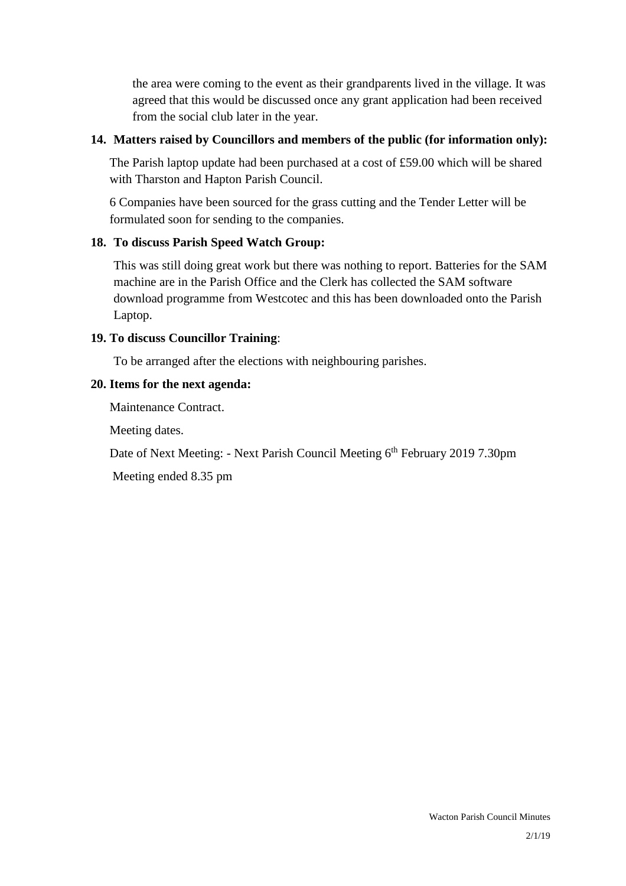the area were coming to the event as their grandparents lived in the village. It was agreed that this would be discussed once any grant application had been received from the social club later in the year.

**14. Matters raised by Councillors and members of the public (for information only):**

The Parish laptop update had been purchased at a cost of £59.00 which will be shared with Tharston and Hapton Parish Council.

6 Companies have been sourced for the grass cutting and the Tender Letter will be formulated soon for sending to the companies.

**18. To discuss Parish Speed Watch Group:**

This was still doing great work but there was nothing to report. Batteries for the SAM machine are in the Parish Office and the Clerk has collected the SAM software download programme from Westcotec and this has been downloaded onto the Parish Laptop.

**19. To discuss Councillor Training**:

To be arranged after the elections with neighbouring parishes.

**20. Items for the next agenda:**

Maintenance Contract.

Meeting dates.

Date of Next Meeting: - Next Parish Council Meeting 6th February 2019 7.30pm

Meeting ended 8.35 pm